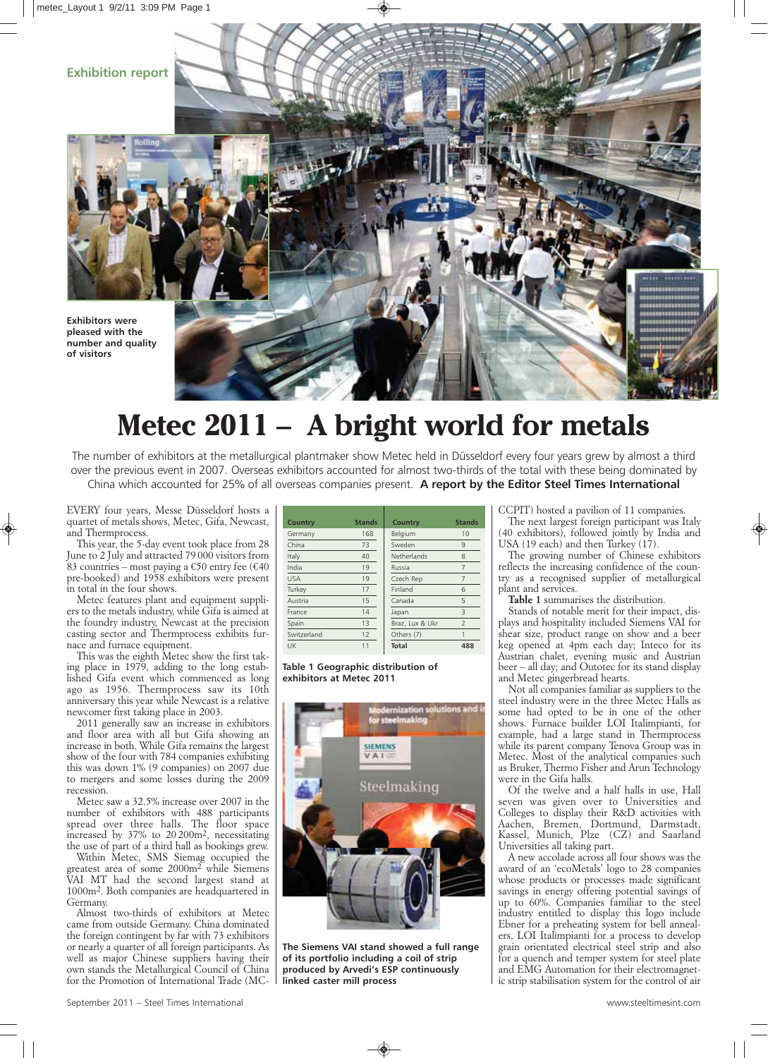Exhibition report

Exhibitors were pleased with the number and quality of visitors

# Metec 2011 – A bright world for metals

The number of exhibitors at the metallurgical plantmaker show Metec held in Düsseldorf every four years grew by almost a third over the previous event in 2007. Overseas exhibitors accounted for almost two-thirds of the total with these being dominated by China which accounted for 25% of all overseas companies present. **A report by the Editor Steel Times International**

EVERY four years, Messe Düsseldorf hosts a quartet of metals shows, Metec, Gifa, Newcast, and Thermprocess.

This year, the 5-day event took place from 28 June to 2 July and attracted 79 000 visitors from 83 countries – most paying a €50 entry fee (€40 pre-booked) and 1958 exhibitors were present in total in the four shows.

Metec features plant and equipment suppliers to the metals industry, while Gifa is aimed at the foundry industry, Newcast at the precision casting sector and Thermprocess exhibits furnace and furnace equipment.

This was the eighth Metec show the first taking place in 1979, adding to the long established Gifa event which commenced as long ago as 1956. Thermprocess saw its 10th anniversary this year while Newcast is a relative newcomer first taking place in 2003.

2011 generally saw an increase in exhibitors and floor area with all but Gifa showing an increase in both. While Gifa remains the largest show of the four with 784 companies exhibiting this was down 1% (9 companies) on 2007 due to mergers and some losses during the 2009 recession.

Metec saw a 32.5% increase over 2007 in the number of exhibitors with 488 participants spread over three halls. The floor space increased by 37% to 20 200m$^2$, necessitating the use of part of a third hall as bookings grew.

Within Metec, SMS Siemag occupied the greatest area of some 2000m$^2$ while Siemens VAI MT had the second largest stand at 1000m$^2$. Both companies are headquartered in Germany.

Almost two-thirds of exhibitors at Metec came from outside Germany. China dominated the foreign contingent by far with 73 exhibitors or nearly a quarter of all foreign participants. As well as major Chinese suppliers having their own stands the Metallurgical Council of China for the Promotion of International Trade (MC-CCPIT) hosted a pavilion of 11 companies.

| Country | Stands | Country | Stands |
|---|---|---|---|
| Germany | 168 | Belgium | 10 |
| China | 73 | Sweden | 9 |
| Italy | 40 | Netherlands | 8 |
| India | 19 | Russia | 7 |
| USA | 19 | Czech Rep | 7 |
| Turkey | 17 | Finland | 6 |
| Austria | 15 | Canada | 5 |
| France | 14 | Japan | 3 |
| Spain | 13 | Braz, Lux & Ukr | 2 |
| Switzerland | 12 | Others (7) | 1 |
| UK | 11 | **Total** | **488** |

**Table 1 Geographic distribution of exhibitors at Metec 2011**

**The Siemens VAI stand showed a full range of its portfolio including a coil of strip produced by Arvedi's ESP continuously linked caster mill process**

The next largest foreign participant was Italy (40 exhibitors), followed jointly by India and USA (19 each) and then Turkey (17).

The growing number of Chinese exhibitors reflects the increasing confidence of the country as a recognised supplier of metallurgical plant and services.

**Table 1** summarises the distribution.

Stands of notable merit for their impact, displays and hospitality included Siemens VAI for shear size, product range on show and a beer keg opened at 4pm each day; Inteco for its Austrian chalet, evening music and Austrian beer – all day; and Outotec for its stand display and Metec gingerbread hearts.

Not all companies familiar as suppliers to the steel industry were in the three Metec Halls as some had opted to be in one of the other shows. Furnace builder LOI Italimpianti, for example, had a large stand in Thermprocess while its parent company Tenova Group was in Metec. Most of the analytical companies such as Bruker, Thermo Fisher and Arun Technology were in the Gifa halls.

Of the twelve and a half halls in use, Hall seven was given over to Universities and Colleges to display their R&D activities with Aachen, Bremen, Dortmund, Darmstadt, Kassel, Munich, Plze (CZ) and Saarland Universities all taking part.

A new accolade across all four shows was the award of an 'ecoMetals' logo to 28 companies whose products or processes made significant savings in energy offering potential savings of up to 60%. Companies familiar to the steel industry entitled to display this logo include Ebner for a preheating system for bell annealers, LOI Italimpianti for a process to develop grain orientated electrical steel strip and also for a quench and temper system for steel plate and EMG Automation for their electromagnetic strip stabilisation system for the control of air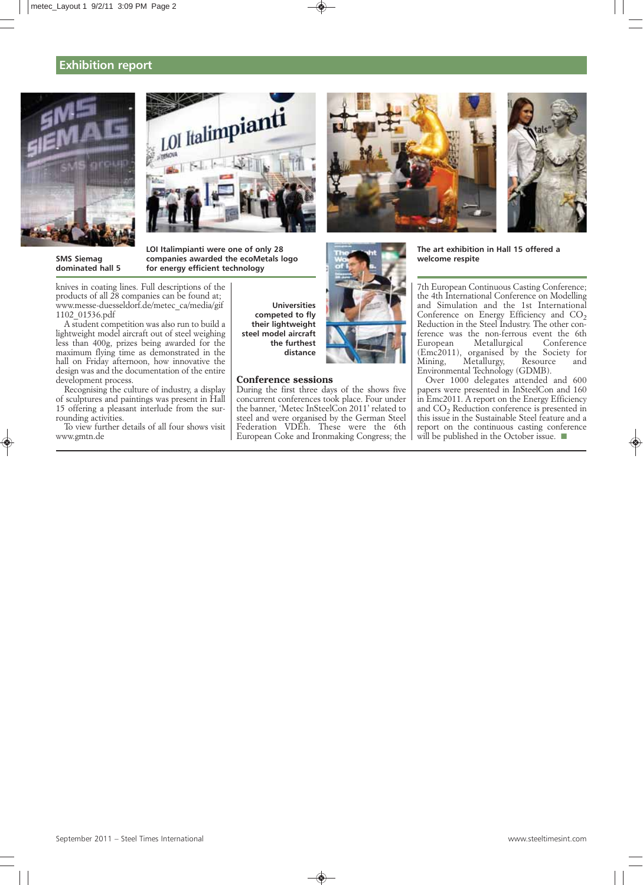## Exhibition report

SMS Siemag dominated hall 5

LOI Italimpianti were one of only 28 companies awarded the ecoMetals logo for energy efficient technology

The art exhibition in Hall 15 offered a welcome respite

knives in coating lines. Full descriptions of the products of all 28 companies can be found at; www.messe-duesseldorf.de/metec_ca/media/gif 1102_01536.pdf

A student competition was also run to build a lightweight model aircraft out of steel weighing less than 400g, prizes being awarded for the maximum flying time as demonstrated in the hall on Friday afternoon, how innovative the design was and the documentation of the entire development process.

Recognising the culture of industry, a display of sculptures and paintings was present in Hall 15 offering a pleasant interlude from the surrounding activities.

To view further details of all four shows visit www.gmtn.de

Universities competed to fly their lightweight steel model aircraft the furthest distance

### Conference sessions

During the first three days of the shows five concurrent conferences took place. Four under the banner, 'Metec InSteelCon 2011' related to steel and were organised by the German Steel Federation VDEh. These were the 6th European Coke and Ironmaking Congress; the 7th European Continuous Casting Conference; the 4th International Conference on Modelling and Simulation and the 1st International Conference on Energy Efficiency and $CO_2$ Reduction in the Steel Industry. The other conference was the non-ferrous event the 6th European Metallurgical Conference (Emc2011), organised by the Society for Mining, Metallurgy, Resource and Environmental Technology (GDMB).

Over 1000 delegates attended and 600 papers were presented in InSteelCon and 160 in Emc2011. A report on the Energy Efficiency and $CO_2$ Reduction conference is presented in this issue in the Sustainable Steel feature and a report on the continuous casting conference will be published in the October issue. ■